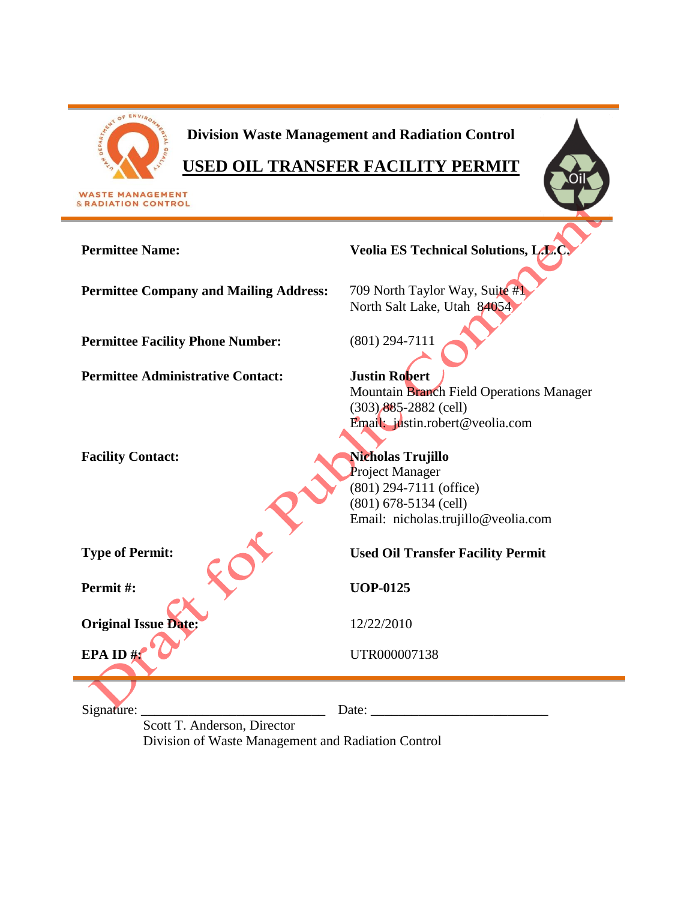WASTE MANAGEMENT
& RADIATION CONTROL

# Division Waste Management and Radiation Control

## USED OIL TRANSFER FACILITY PERMIT

Draft for Public Comment

| | |
|---|---|
| **Permittee Name:** | **Veolia ES Technical Solutions, L.L.C.** |
| **Permittee Company and Mailing Address:** | 709 North Taylor Way, Suite #1<br>North Salt Lake, Utah 84054 |
| **Permittee Facility Phone Number:** | (801) 294-7111 |
| **Permittee Administrative Contact:** | **Justin Robert**<br>Mountain Branch Field Operations Manager<br>(303) 885-2882 (cell)<br>Email: justin.robert@veolia.com |
| **Facility Contact:** | **Nicholas Trujillo**<br>Project Manager<br>(801) 294-7111 (office)<br>(801) 678-5134 (cell)<br>Email: nicholas.trujillo@veolia.com |
| **Type of Permit:** | **Used Oil Transfer Facility Permit** |
| **Permit #:** | **UOP-0125** |
| **Original Issue Date:** | 12/22/2010 |
| **EPA ID #:** | UTR000007138 |

Signature: ___________________________ Date: __________________________

Scott T. Anderson, Director
Division of Waste Management and Radiation Control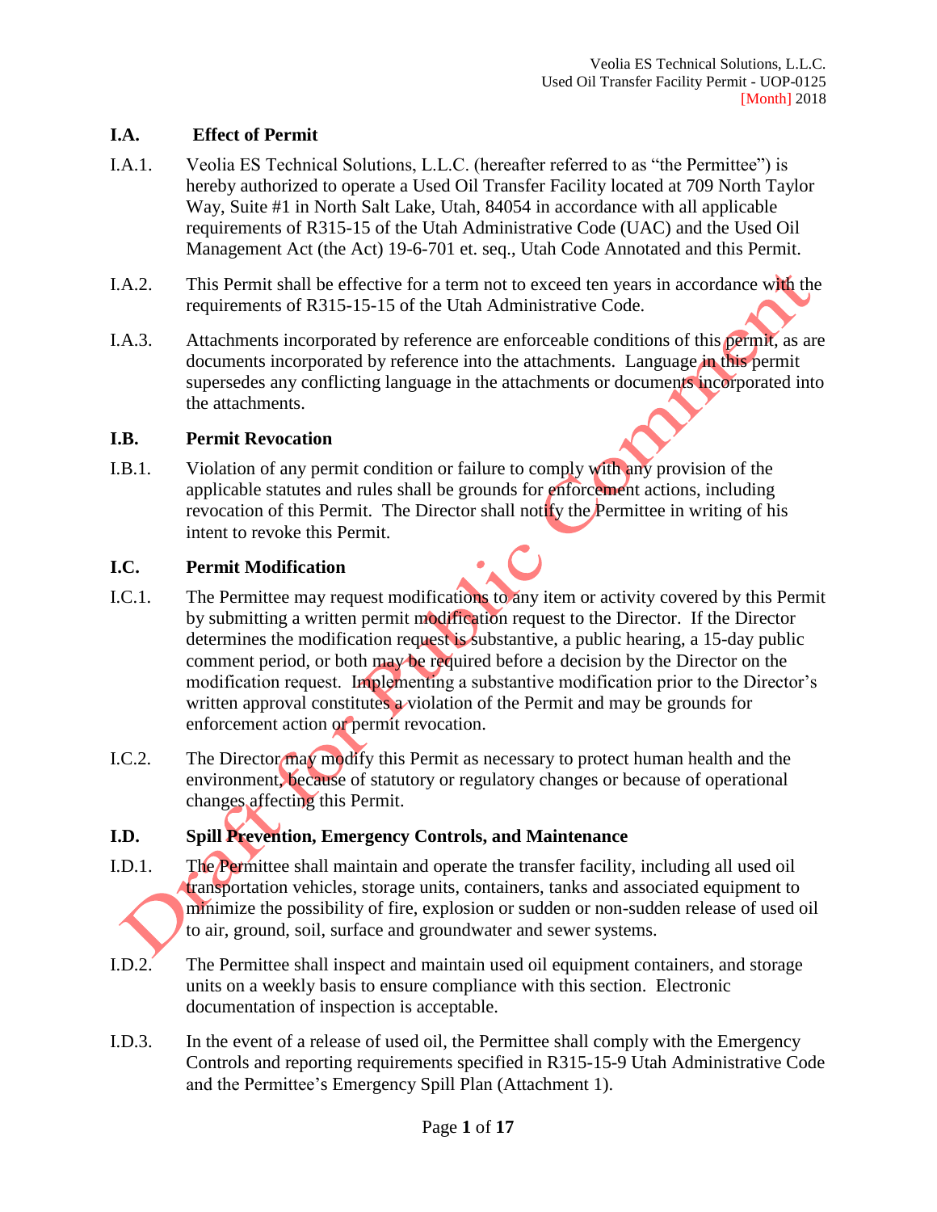### I.A. Effect of Permit

I.A.1. Veolia ES Technical Solutions, L.L.C. (hereafter referred to as "the Permittee") is hereby authorized to operate a Used Oil Transfer Facility located at 709 North Taylor Way, Suite #1 in North Salt Lake, Utah, 84054 in accordance with all applicable requirements of R315-15 of the Utah Administrative Code (UAC) and the Used Oil Management Act (the Act) 19-6-701 et. seq., Utah Code Annotated and this Permit.

I.A.2. This Permit shall be effective for a term not to exceed ten years in accordance with the requirements of R315-15-15 of the Utah Administrative Code.

I.A.3. Attachments incorporated by reference are enforceable conditions of this permit, as are documents incorporated by reference into the attachments. Language in this permit supersedes any conflicting language in the attachments or documents incorporated into the attachments.

### I.B. Permit Revocation

I.B.1. Violation of any permit condition or failure to comply with any provision of the applicable statutes and rules shall be grounds for enforcement actions, including revocation of this Permit. The Director shall notify the Permittee in writing of his intent to revoke this Permit.

### I.C. Permit Modification

I.C.1. The Permittee may request modifications to any item or activity covered by this Permit by submitting a written permit modification request to the Director. If the Director determines the modification request is substantive, a public hearing, a 15-day public comment period, or both may be required before a decision by the Director on the modification request. Implementing a substantive modification prior to the Director's written approval constitutes a violation of the Permit and may be grounds for enforcement action or permit revocation.

I.C.2. The Director may modify this Permit as necessary to protect human health and the environment, because of statutory or regulatory changes or because of operational changes affecting this Permit.

### I.D. Spill Prevention, Emergency Controls, and Maintenance

I.D.1. The Permittee shall maintain and operate the transfer facility, including all used oil transportation vehicles, storage units, containers, tanks and associated equipment to minimize the possibility of fire, explosion or sudden or non-sudden release of used oil to air, ground, soil, surface and groundwater and sewer systems.

I.D.2. The Permittee shall inspect and maintain used oil equipment containers, and storage units on a weekly basis to ensure compliance with this section. Electronic documentation of inspection is acceptable.

I.D.3. In the event of a release of used oil, the Permittee shall comply with the Emergency Controls and reporting requirements specified in R315-15-9 Utah Administrative Code and the Permittee's Emergency Spill Plan (Attachment 1).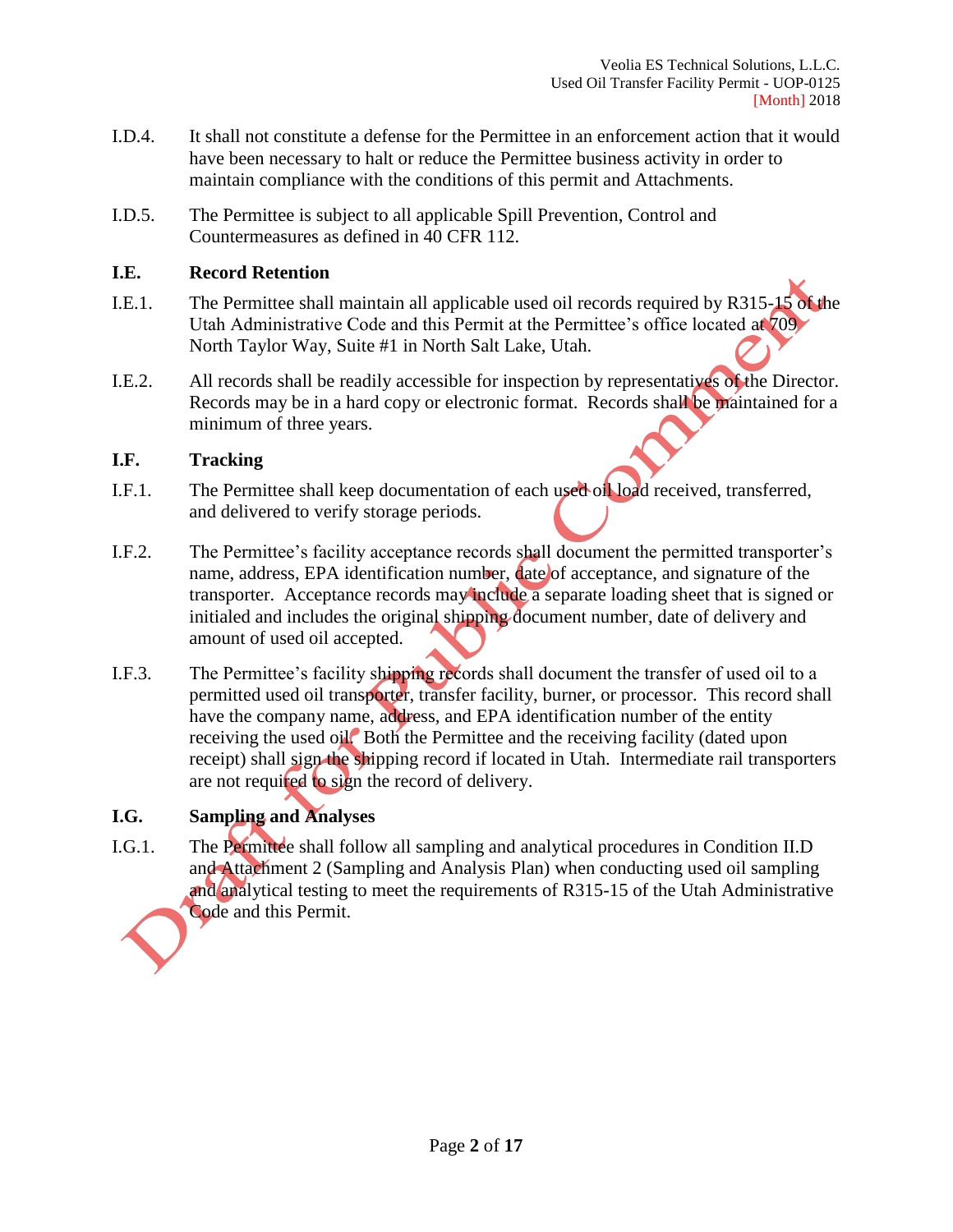I.D.4. It shall not constitute a defense for the Permittee in an enforcement action that it would have been necessary to halt or reduce the Permittee business activity in order to maintain compliance with the conditions of this permit and Attachments.

I.D.5. The Permittee is subject to all applicable Spill Prevention, Control and Countermeasures as defined in 40 CFR 112.

## I.E. Record Retention

I.E.1. The Permittee shall maintain all applicable used oil records required by R315-15 of the Utah Administrative Code and this Permit at the Permittee's office located at 709 North Taylor Way, Suite #1 in North Salt Lake, Utah.

I.E.2. All records shall be readily accessible for inspection by representatives of the Director. Records may be in a hard copy or electronic format. Records shall be maintained for a minimum of three years.

## I.F. Tracking

I.F.1. The Permittee shall keep documentation of each used oil load received, transferred, and delivered to verify storage periods.

I.F.2. The Permittee's facility acceptance records shall document the permitted transporter's name, address, EPA identification number, date of acceptance, and signature of the transporter. Acceptance records may include a separate loading sheet that is signed or initialed and includes the original shipping document number, date of delivery and amount of used oil accepted.

I.F.3. The Permittee's facility shipping records shall document the transfer of used oil to a permitted used oil transporter, transfer facility, burner, or processor. This record shall have the company name, address, and EPA identification number of the entity receiving the used oil. Both the Permittee and the receiving facility (dated upon receipt) shall sign the shipping record if located in Utah. Intermediate rail transporters are not required to sign the record of delivery.

## I.G. Sampling and Analyses

I.G.1. The Permittee shall follow all sampling and analytical procedures in Condition II.D and Attachment 2 (Sampling and Analysis Plan) when conducting used oil sampling and analytical testing to meet the requirements of R315-15 of the Utah Administrative Code and this Permit.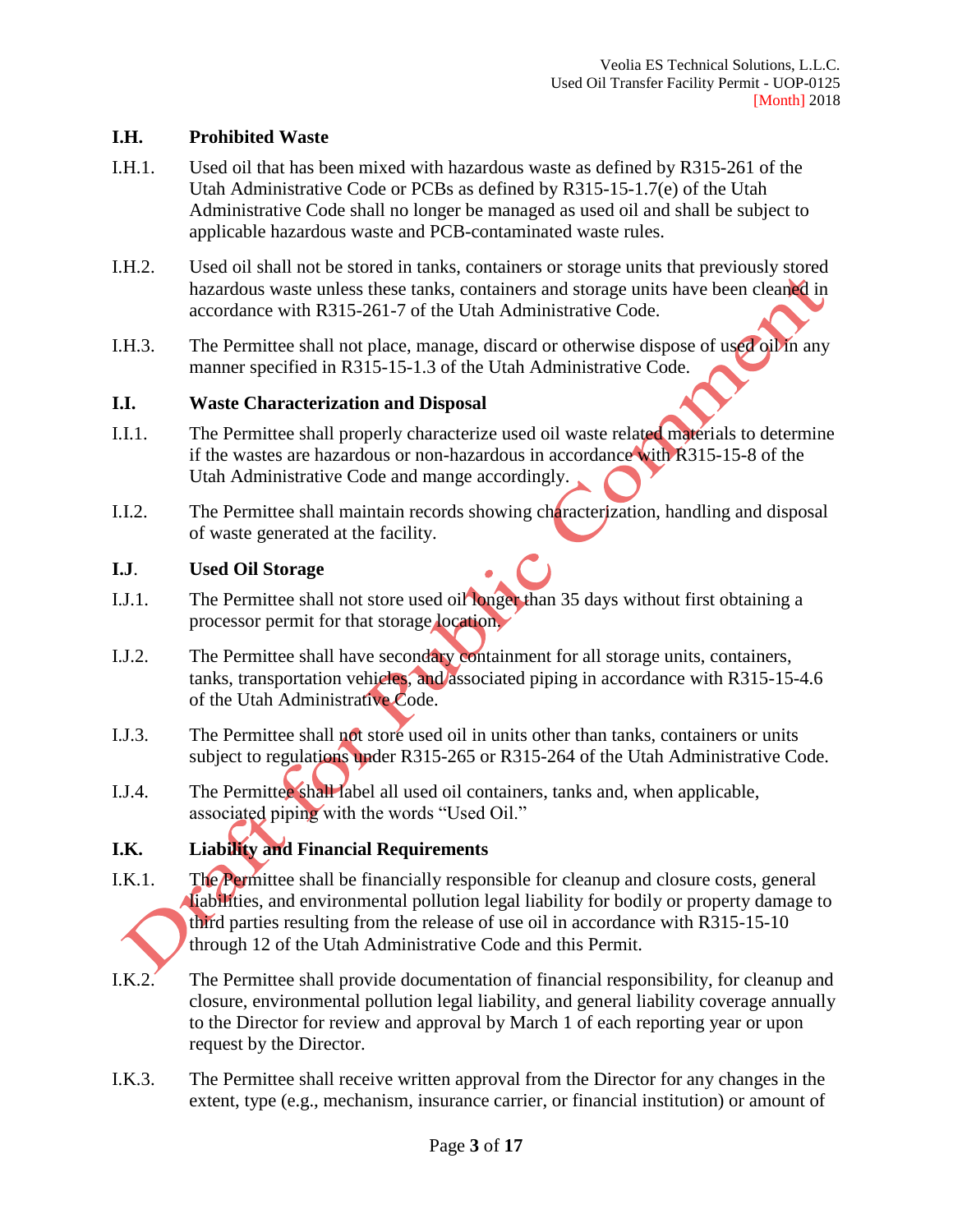## I.H. Prohibited Waste

I.H.1. Used oil that has been mixed with hazardous waste as defined by R315-261 of the Utah Administrative Code or PCBs as defined by R315-15-1.7(e) of the Utah Administrative Code shall no longer be managed as used oil and shall be subject to applicable hazardous waste and PCB-contaminated waste rules.

I.H.2. Used oil shall not be stored in tanks, containers or storage units that previously stored hazardous waste unless these tanks, containers and storage units have been cleaned in accordance with R315-261-7 of the Utah Administrative Code.

I.H.3. The Permittee shall not place, manage, discard or otherwise dispose of used oil in any manner specified in R315-15-1.3 of the Utah Administrative Code.

## I.I. Waste Characterization and Disposal

I.I.1. The Permittee shall properly characterize used oil waste related materials to determine if the wastes are hazardous or non-hazardous in accordance with R315-15-8 of the Utah Administrative Code and mange accordingly.

I.I.2. The Permittee shall maintain records showing characterization, handling and disposal of waste generated at the facility.

## I.J. Used Oil Storage

I.J.1. The Permittee shall not store used oil longer than 35 days without first obtaining a processor permit for that storage location.

I.J.2. The Permittee shall have secondary containment for all storage units, containers, tanks, transportation vehicles, and associated piping in accordance with R315-15-4.6 of the Utah Administrative Code.

I.J.3. The Permittee shall not store used oil in units other than tanks, containers or units subject to regulations under R315-265 or R315-264 of the Utah Administrative Code.

I.J.4. The Permittee shall label all used oil containers, tanks and, when applicable, associated piping with the words "Used Oil."

## I.K. Liability and Financial Requirements

I.K.1. The Permittee shall be financially responsible for cleanup and closure costs, general liabilities, and environmental pollution legal liability for bodily or property damage to third parties resulting from the release of use oil in accordance with R315-15-10 through 12 of the Utah Administrative Code and this Permit.

I.K.2. The Permittee shall provide documentation of financial responsibility, for cleanup and closure, environmental pollution legal liability, and general liability coverage annually to the Director for review and approval by March 1 of each reporting year or upon request by the Director.

I.K.3. The Permittee shall receive written approval from the Director for any changes in the extent, type (e.g., mechanism, insurance carrier, or financial institution) or amount of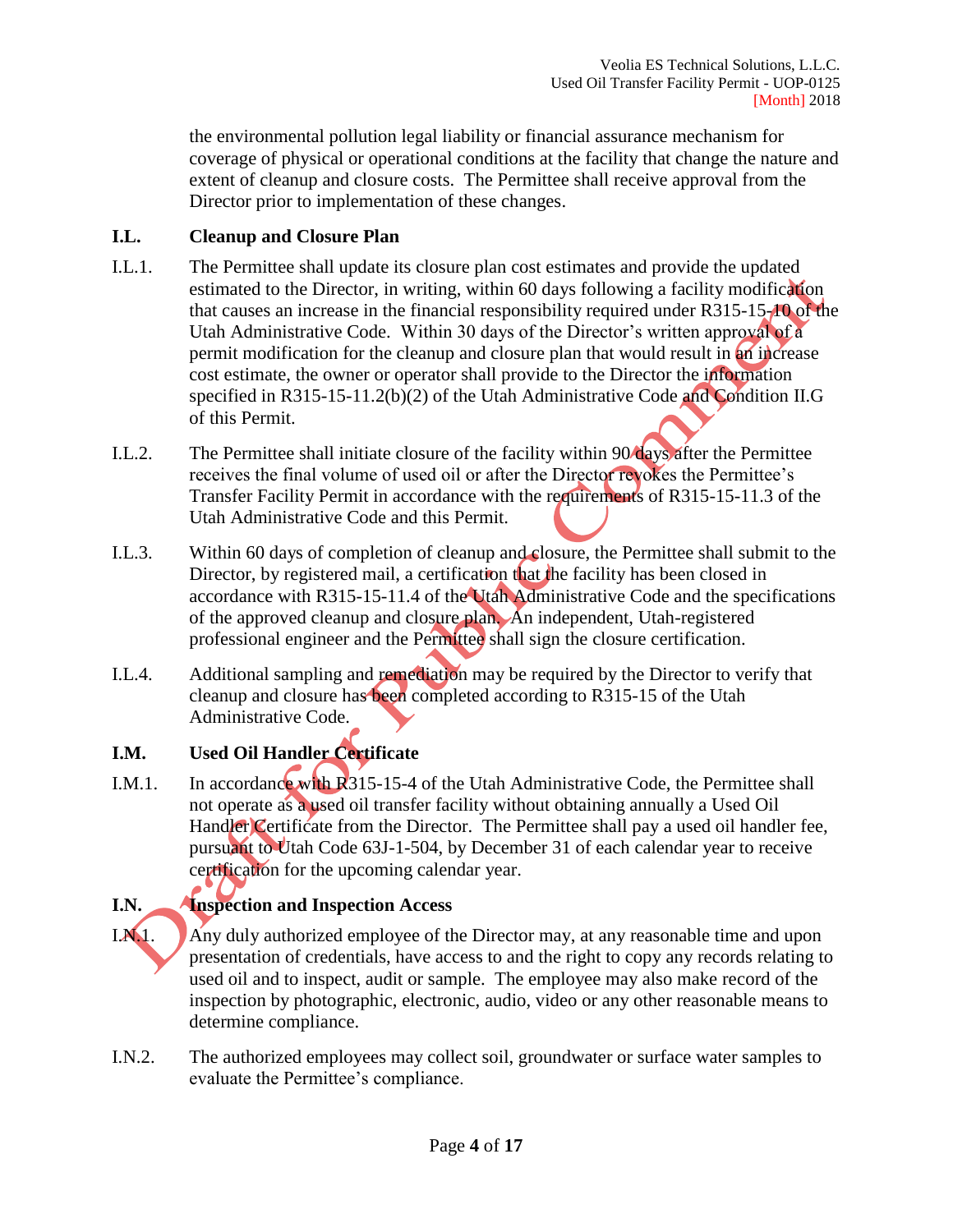the environmental pollution legal liability or financial assurance mechanism for coverage of physical or operational conditions at the facility that change the nature and extent of cleanup and closure costs. The Permittee shall receive approval from the Director prior to implementation of these changes.

## I.L. Cleanup and Closure Plan

I.L.1. The Permittee shall update its closure plan cost estimates and provide the updated estimated to the Director, in writing, within 60 days following a facility modification that causes an increase in the financial responsibility required under R315-15-10 of the Utah Administrative Code. Within 30 days of the Director's written approval of a permit modification for the cleanup and closure plan that would result in an increase cost estimate, the owner or operator shall provide to the Director the information specified in R315-15-11.2(b)(2) of the Utah Administrative Code and Condition II.G of this Permit.

I.L.2. The Permittee shall initiate closure of the facility within 90 days after the Permittee receives the final volume of used oil or after the Director revokes the Permittee's Transfer Facility Permit in accordance with the requirements of R315-15-11.3 of the Utah Administrative Code and this Permit.

I.L.3. Within 60 days of completion of cleanup and closure, the Permittee shall submit to the Director, by registered mail, a certification that the facility has been closed in accordance with R315-15-11.4 of the Utah Administrative Code and the specifications of the approved cleanup and closure plan. An independent, Utah-registered professional engineer and the Permittee shall sign the closure certification.

I.L.4. Additional sampling and remediation may be required by the Director to verify that cleanup and closure has been completed according to R315-15 of the Utah Administrative Code.

## I.M. Used Oil Handler Certificate

I.M.1. In accordance with R315-15-4 of the Utah Administrative Code, the Permittee shall not operate as a used oil transfer facility without obtaining annually a Used Oil Handler Certificate from the Director. The Permittee shall pay a used oil handler fee, pursuant to Utah Code 63J-1-504, by December 31 of each calendar year to receive certification for the upcoming calendar year.

## I.N. Inspection and Inspection Access

I.N.1. Any duly authorized employee of the Director may, at any reasonable time and upon presentation of credentials, have access to and the right to copy any records relating to used oil and to inspect, audit or sample. The employee may also make record of the inspection by photographic, electronic, audio, video or any other reasonable means to determine compliance.

I.N.2. The authorized employees may collect soil, groundwater or surface water samples to evaluate the Permittee's compliance.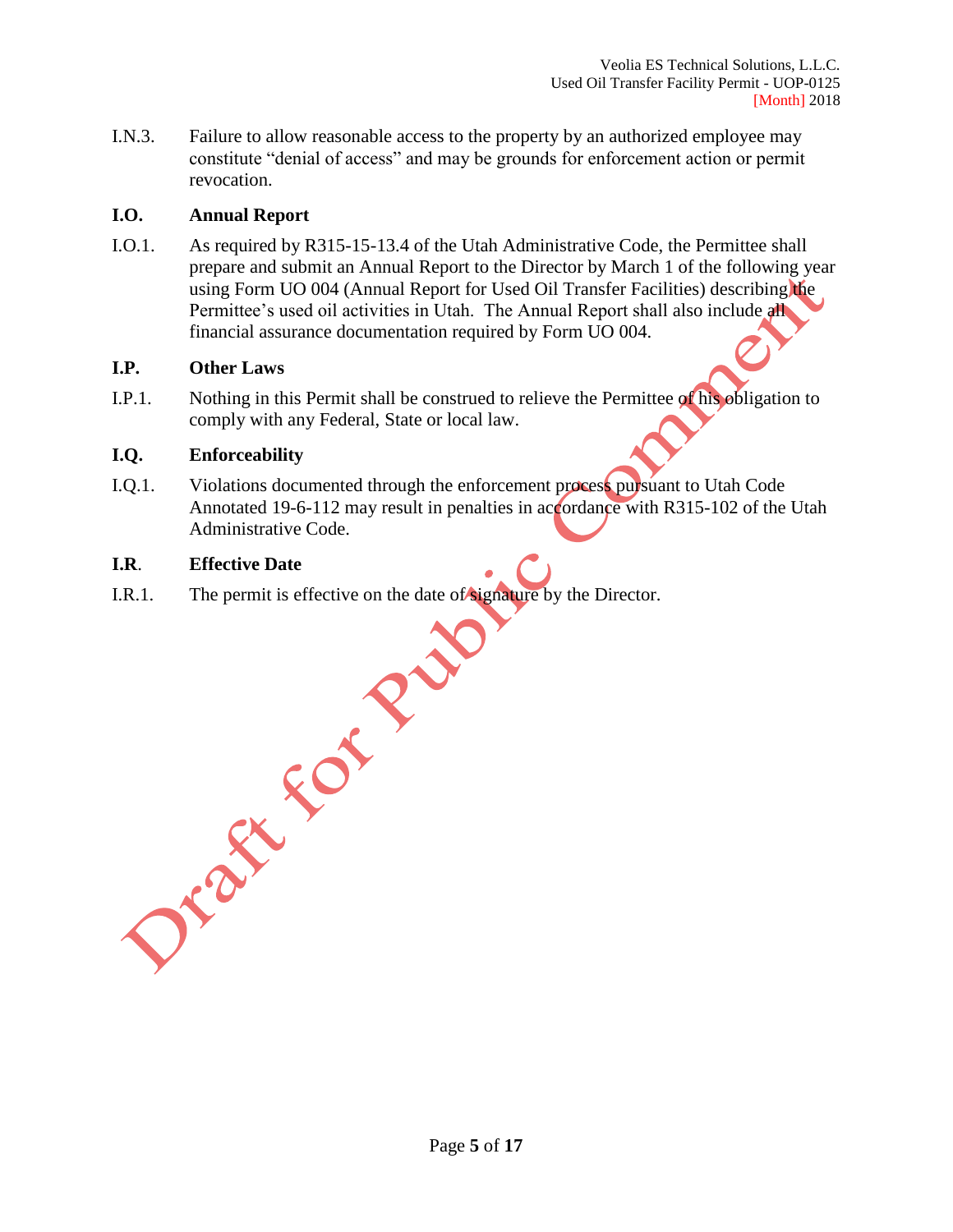I.N.3. Failure to allow reasonable access to the property by an authorized employee may constitute "denial of access" and may be grounds for enforcement action or permit revocation.

### I.O. Annual Report

I.O.1. As required by R315-15-13.4 of the Utah Administrative Code, the Permittee shall prepare and submit an Annual Report to the Director by March 1 of the following year using Form UO 004 (Annual Report for Used Oil Transfer Facilities) describing the Permittee's used oil activities in Utah. The Annual Report shall also include all financial assurance documentation required by Form UO 004.

### I.P. Other Laws

I.P.1. Nothing in this Permit shall be construed to relieve the Permittee of his obligation to comply with any Federal, State or local law.

### I.Q. Enforceability

I.Q.1. Violations documented through the enforcement process pursuant to Utah Code Annotated 19-6-112 may result in penalties in accordance with R315-102 of the Utah Administrative Code.

### I.R. Effective Date

I.R.1. The permit is effective on the date of signature by the Director.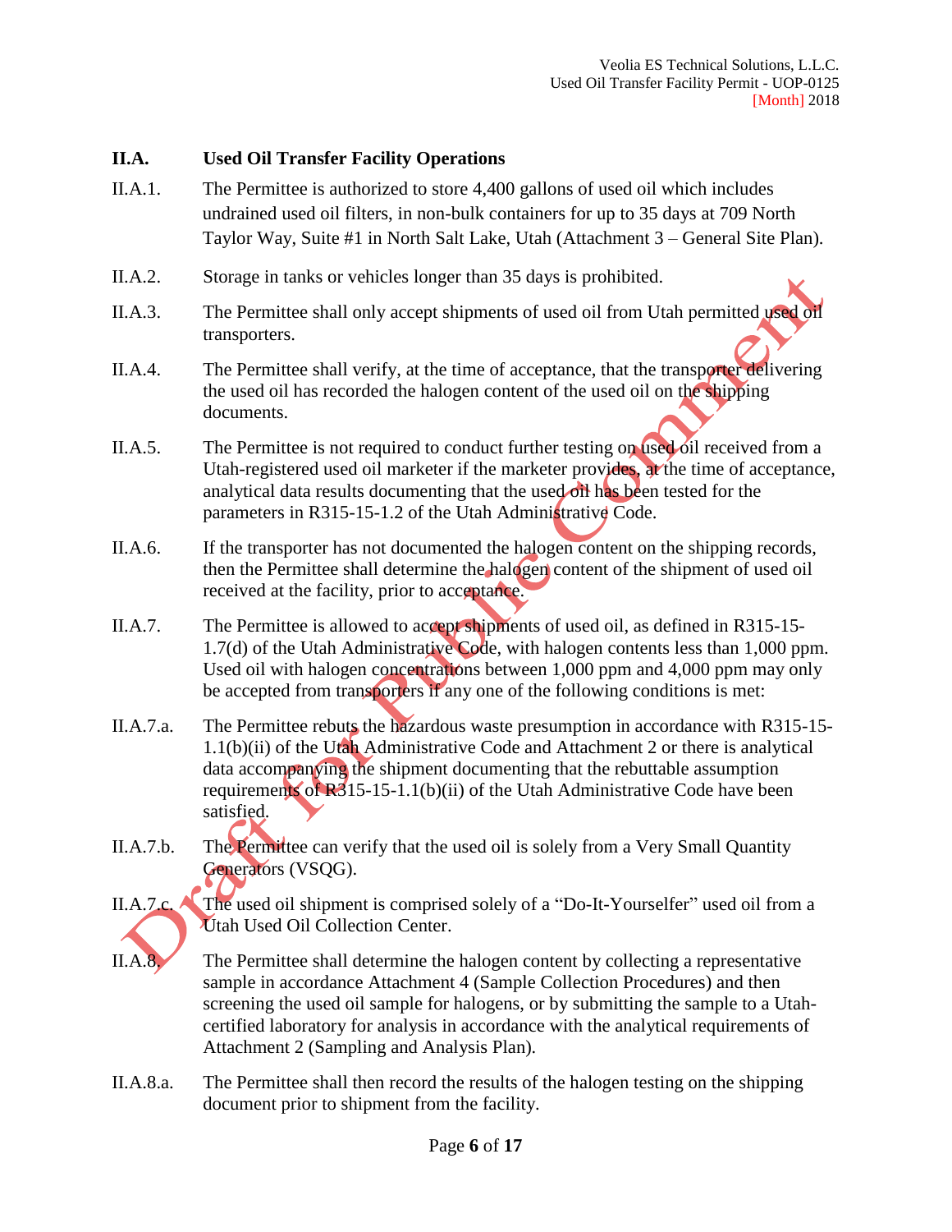## II.A. Used Oil Transfer Facility Operations

II.A.1. The Permittee is authorized to store 4,400 gallons of used oil which includes undrained used oil filters, in non-bulk containers for up to 35 days at 709 North Taylor Way, Suite #1 in North Salt Lake, Utah (Attachment 3 – General Site Plan).

II.A.2. Storage in tanks or vehicles longer than 35 days is prohibited.

II.A.3. The Permittee shall only accept shipments of used oil from Utah permitted used oil transporters.

II.A.4. The Permittee shall verify, at the time of acceptance, that the transporter delivering the used oil has recorded the halogen content of the used oil on the shipping documents.

II.A.5. The Permittee is not required to conduct further testing on used oil received from a Utah-registered used oil marketer if the marketer provides, at the time of acceptance, analytical data results documenting that the used oil has been tested for the parameters in R315-15-1.2 of the Utah Administrative Code.

II.A.6. If the transporter has not documented the halogen content on the shipping records, then the Permittee shall determine the halogen content of the shipment of used oil received at the facility, prior to acceptance.

II.A.7. The Permittee is allowed to accept shipments of used oil, as defined in R315-15-1.7(d) of the Utah Administrative Code, with halogen contents less than 1,000 ppm. Used oil with halogen concentrations between 1,000 ppm and 4,000 ppm may only be accepted from transporters if any one of the following conditions is met:

II.A.7.a. The Permittee rebuts the hazardous waste presumption in accordance with R315-15-1.1(b)(ii) of the Utah Administrative Code and Attachment 2 or there is analytical data accompanying the shipment documenting that the rebuttable assumption requirements of R315-15-1.1(b)(ii) of the Utah Administrative Code have been satisfied.

II.A.7.b. The Permittee can verify that the used oil is solely from a Very Small Quantity Generators (VSQG).

II.A.7.c. The used oil shipment is comprised solely of a "Do-It-Yourselfer" used oil from a Utah Used Oil Collection Center.

II.A.8. The Permittee shall determine the halogen content by collecting a representative sample in accordance Attachment 4 (Sample Collection Procedures) and then screening the used oil sample for halogens, or by submitting the sample to a Utah-certified laboratory for analysis in accordance with the analytical requirements of Attachment 2 (Sampling and Analysis Plan).

II.A.8.a. The Permittee shall then record the results of the halogen testing on the shipping document prior to shipment from the facility.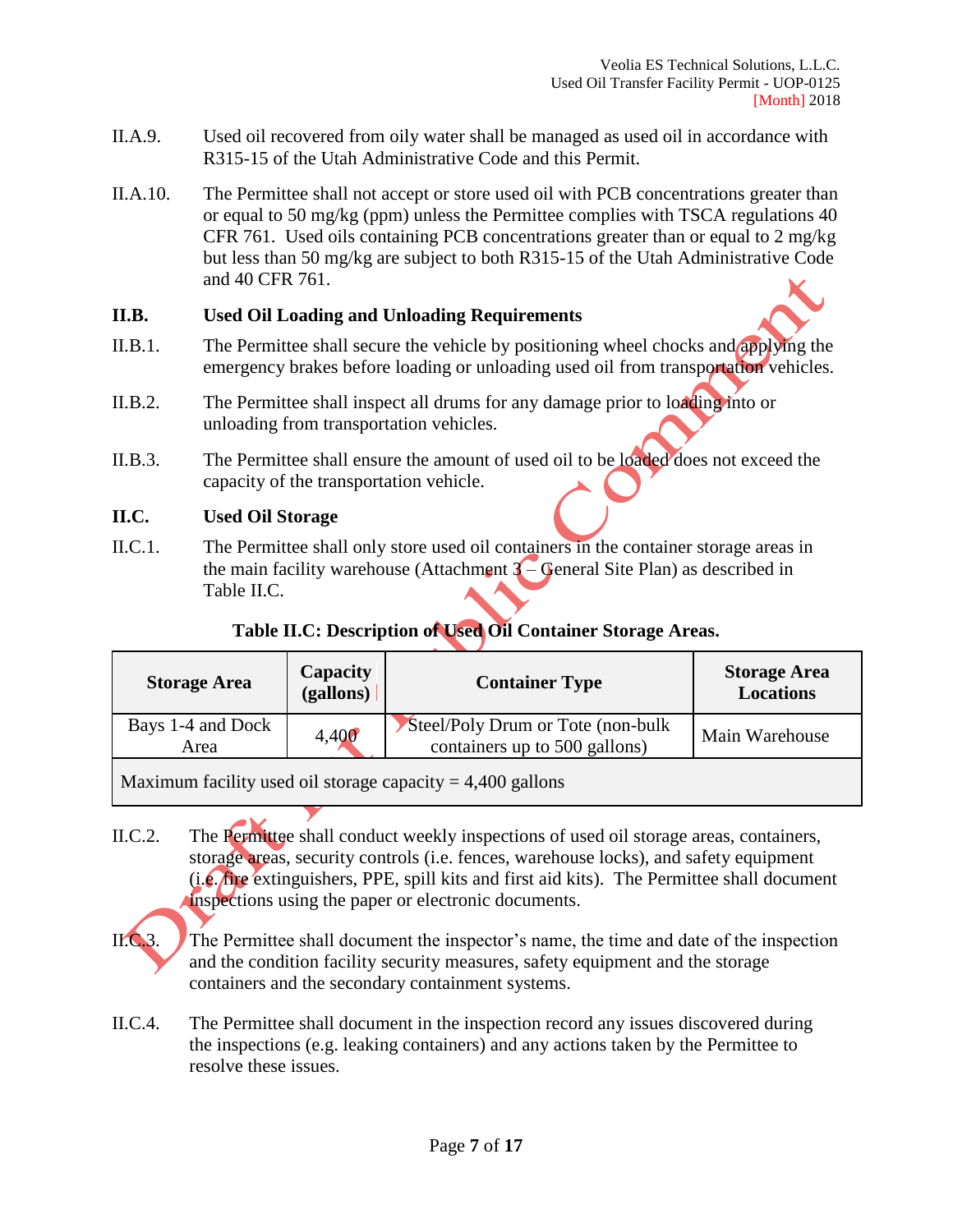II.A.9. Used oil recovered from oily water shall be managed as used oil in accordance with R315-15 of the Utah Administrative Code and this Permit.

II.A.10. The Permittee shall not accept or store used oil with PCB concentrations greater than or equal to 50 mg/kg (ppm) unless the Permittee complies with TSCA regulations 40 CFR 761. Used oils containing PCB concentrations greater than or equal to 2 mg/kg but less than 50 mg/kg are subject to both R315-15 of the Utah Administrative Code and 40 CFR 761.

## II.B. Used Oil Loading and Unloading Requirements

II.B.1. The Permittee shall secure the vehicle by positioning wheel chocks and applying the emergency brakes before loading or unloading used oil from transportation vehicles.

II.B.2. The Permittee shall inspect all drums for any damage prior to loading into or unloading from transportation vehicles.

II.B.3. The Permittee shall ensure the amount of used oil to be loaded does not exceed the capacity of the transportation vehicle.

## II.C. Used Oil Storage

II.C.1. The Permittee shall only store used oil containers in the container storage areas in the main facility warehouse (Attachment 3 – General Site Plan) as described in Table II.C.

**Table II.C: Description of Used Oil Container Storage Areas.**

| Storage Area | Capacity (gallons) | Container Type | Storage Area Locations |
|---|---|---|---|
| Bays 1-4 and Dock Area | 4,400 | Steel/Poly Drum or Tote (non-bulk containers up to 500 gallons) | Main Warehouse |
| Maximum facility used oil storage capacity = 4,400 gallons | | | |

II.C.2. The Permittee shall conduct weekly inspections of used oil storage areas, containers, storage areas, security controls (i.e. fences, warehouse locks), and safety equipment (i.e. fire extinguishers, PPE, spill kits and first aid kits). The Permittee shall document inspections using the paper or electronic documents.

II.C.3. The Permittee shall document the inspector's name, the time and date of the inspection and the condition facility security measures, safety equipment and the storage containers and the secondary containment systems.

II.C.4. The Permittee shall document in the inspection record any issues discovered during the inspections (e.g. leaking containers) and any actions taken by the Permittee to resolve these issues.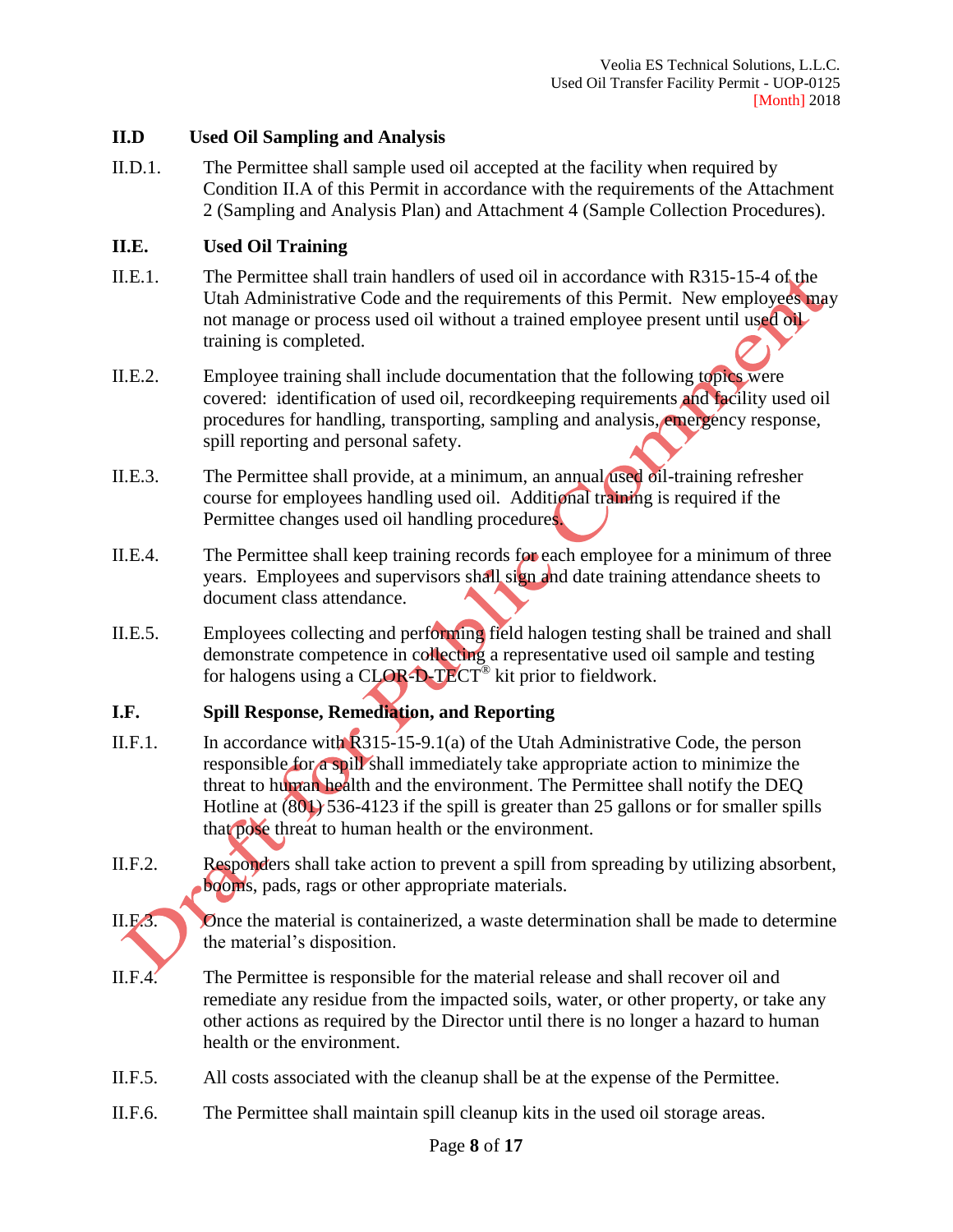## II.D Used Oil Sampling and Analysis

II.D.1. The Permittee shall sample used oil accepted at the facility when required by Condition II.A of this Permit in accordance with the requirements of the Attachment 2 (Sampling and Analysis Plan) and Attachment 4 (Sample Collection Procedures).

## II.E. Used Oil Training

II.E.1. The Permittee shall train handlers of used oil in accordance with R315-15-4 of the Utah Administrative Code and the requirements of this Permit. New employees may not manage or process used oil without a trained employee present until used oil training is completed.

II.E.2. Employee training shall include documentation that the following topics were covered: identification of used oil, recordkeeping requirements and facility used oil procedures for handling, transporting, sampling and analysis, emergency response, spill reporting and personal safety.

II.E.3. The Permittee shall provide, at a minimum, an annual used oil-training refresher course for employees handling used oil. Additional training is required if the Permittee changes used oil handling procedures.

II.E.4. The Permittee shall keep training records for each employee for a minimum of three years. Employees and supervisors shall sign and date training attendance sheets to document class attendance.

II.E.5. Employees collecting and performing field halogen testing shall be trained and shall demonstrate competence in collecting a representative used oil sample and testing for halogens using a CLOR-D-TECT® kit prior to fieldwork.

## I.F. Spill Response, Remediation, and Reporting

II.F.1. In accordance with R315-15-9.1(a) of the Utah Administrative Code, the person responsible for a spill shall immediately take appropriate action to minimize the threat to human health and the environment. The Permittee shall notify the DEQ Hotline at (801) 536-4123 if the spill is greater than 25 gallons or for smaller spills that pose threat to human health or the environment.

II.F.2. Responders shall take action to prevent a spill from spreading by utilizing absorbent, booms, pads, rags or other appropriate materials.

II.F.3. Once the material is containerized, a waste determination shall be made to determine the material's disposition.

II.F.4. The Permittee is responsible for the material release and shall recover oil and remediate any residue from the impacted soils, water, or other property, or take any other actions as required by the Director until there is no longer a hazard to human health or the environment.

II.F.5. All costs associated with the cleanup shall be at the expense of the Permittee.

II.F.6. The Permittee shall maintain spill cleanup kits in the used oil storage areas.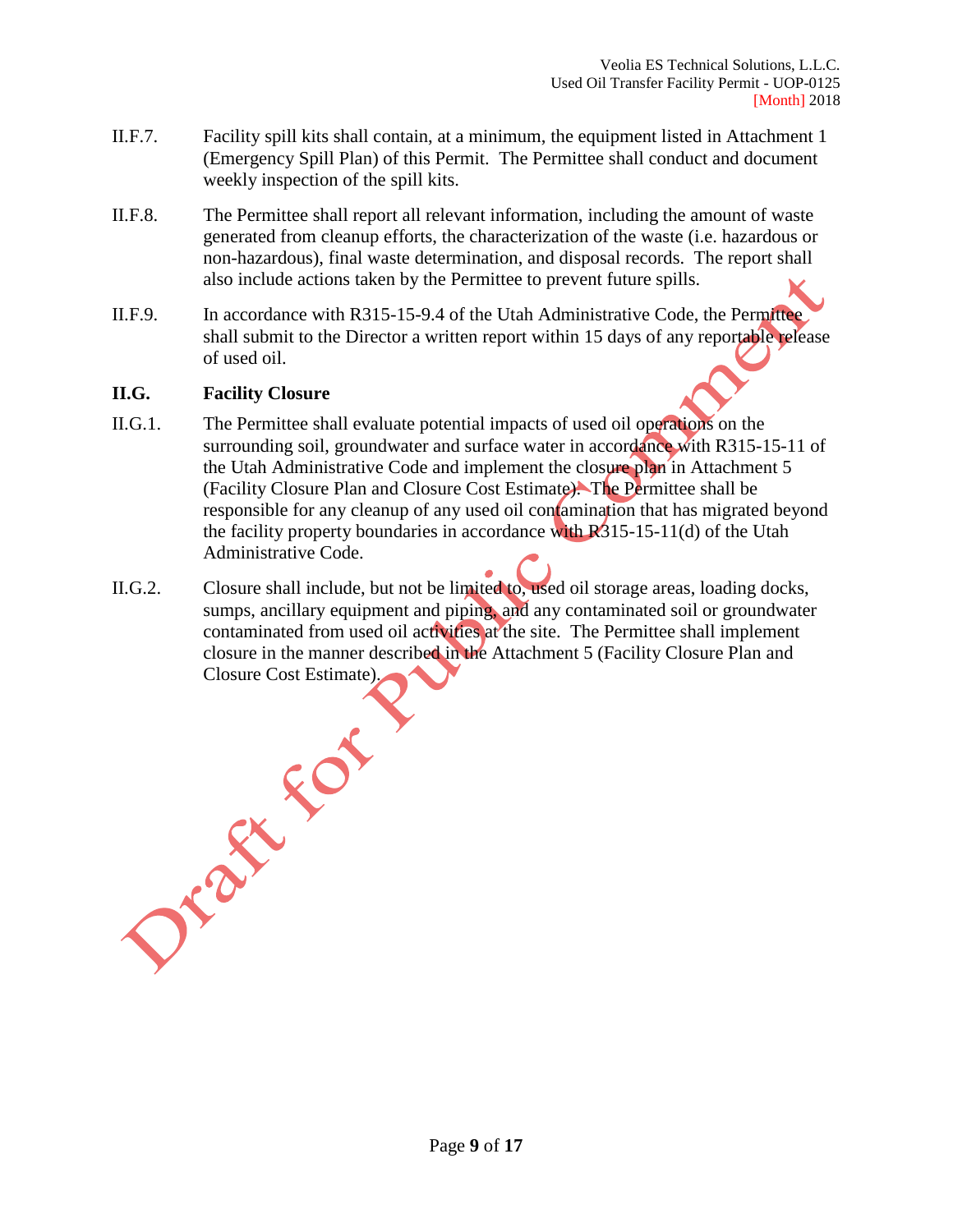II.F.7. Facility spill kits shall contain, at a minimum, the equipment listed in Attachment 1 (Emergency Spill Plan) of this Permit. The Permittee shall conduct and document weekly inspection of the spill kits.

II.F.8. The Permittee shall report all relevant information, including the amount of waste generated from cleanup efforts, the characterization of the waste (i.e. hazardous or non-hazardous), final waste determination, and disposal records. The report shall also include actions taken by the Permittee to prevent future spills.

II.F.9. In accordance with R315-15-9.4 of the Utah Administrative Code, the Permittee shall submit to the Director a written report within 15 days of any reportable release of used oil.

## II.G. Facility Closure

II.G.1. The Permittee shall evaluate potential impacts of used oil operations on the surrounding soil, groundwater and surface water in accordance with R315-15-11 of the Utah Administrative Code and implement the closure plan in Attachment 5 (Facility Closure Plan and Closure Cost Estimate). The Permittee shall be responsible for any cleanup of any used oil contamination that has migrated beyond the facility property boundaries in accordance with R315-15-11(d) of the Utah Administrative Code.

II.G.2. Closure shall include, but not be limited to, used oil storage areas, loading docks, sumps, ancillary equipment and piping, and any contaminated soil or groundwater contaminated from used oil activities at the site. The Permittee shall implement closure in the manner described in the Attachment 5 (Facility Closure Plan and Closure Cost Estimate).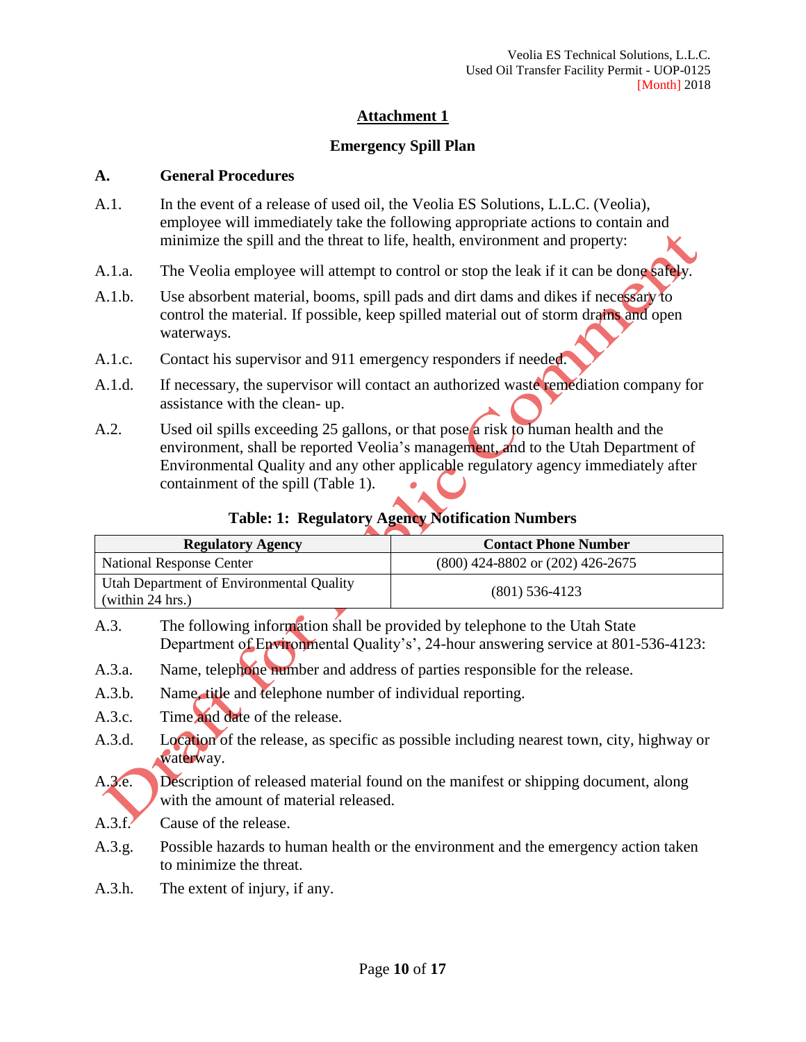## Attachment 1

### Emergency Spill Plan

**A. General Procedures**

A.1. In the event of a release of used oil, the Veolia ES Solutions, L.L.C. (Veolia), employee will immediately take the following appropriate actions to contain and minimize the spill and the threat to life, health, environment and property:

A.1.a. The Veolia employee will attempt to control or stop the leak if it can be done safely.

A.1.b. Use absorbent material, booms, spill pads and dirt dams and dikes if necessary to control the material. If possible, keep spilled material out of storm drains and open waterways.

A.1.c. Contact his supervisor and 911 emergency responders if needed.

A.1.d. If necessary, the supervisor will contact an authorized waste remediation company for assistance with the clean- up.

A.2. Used oil spills exceeding 25 gallons, or that pose a risk to human health and the environment, shall be reported Veolia's management, and to the Utah Department of Environmental Quality and any other applicable regulatory agency immediately after containment of the spill (Table 1).

**Table: 1: Regulatory Agency Notification Numbers**

| Regulatory Agency | Contact Phone Number |
|---|---|
| National Response Center | (800) 424-8802 or (202) 426-2675 |
| Utah Department of Environmental Quality (within 24 hrs.) | (801) 536-4123 |

A.3. The following information shall be provided by telephone to the Utah State Department of Environmental Quality's', 24-hour answering service at 801-536-4123:

A.3.a. Name, telephone number and address of parties responsible for the release.

A.3.b. Name, title and telephone number of individual reporting.

A.3.c. Time and date of the release.

A.3.d. Location of the release, as specific as possible including nearest town, city, highway or waterway.

A.3.e. Description of released material found on the manifest or shipping document, along with the amount of material released.

A.3.f. Cause of the release.

A.3.g. Possible hazards to human health or the environment and the emergency action taken to minimize the threat.

A.3.h. The extent of injury, if any.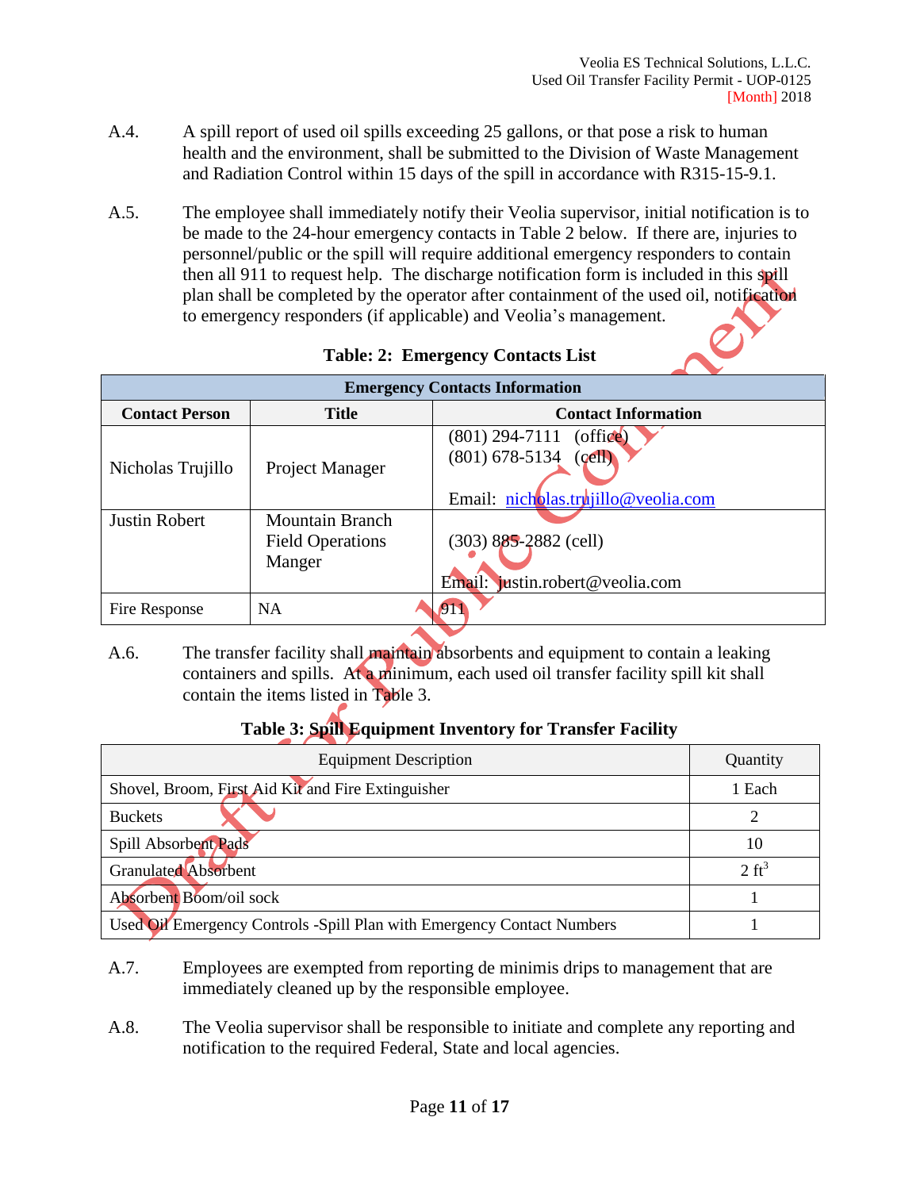A.4. A spill report of used oil spills exceeding 25 gallons, or that pose a risk to human health and the environment, shall be submitted to the Division of Waste Management and Radiation Control within 15 days of the spill in accordance with R315-15-9.1.

A.5. The employee shall immediately notify their Veolia supervisor, initial notification is to be made to the 24-hour emergency contacts in Table 2 below. If there are, injuries to personnel/public or the spill will require additional emergency responders to contain then all 911 to request help. The discharge notification form is included in this spill plan shall be completed by the operator after containment of the used oil, notification to emergency responders (if applicable) and Veolia's management.

**Table: 2: Emergency Contacts List**

| Emergency Contacts Information | | |
|---|---|---|
| **Contact Person** | **Title** | **Contact Information** |
| Nicholas Trujillo | Project Manager | (801) 294-7111 (office)<br>(801) 678-5134 (cell)<br><br>Email: nicholas.trujillo@veolia.com |
| Justin Robert | Mountain Branch Field Operations Manger | (303) 885-2882 (cell)<br><br>Email: justin.robert@veolia.com |
| Fire Response | NA | 911 |

A.6. The transfer facility shall maintain absorbents and equipment to contain a leaking containers and spills. At a minimum, each used oil transfer facility spill kit shall contain the items listed in Table 3.

**Table 3: Spill Equipment Inventory for Transfer Facility**

| Equipment Description | Quantity |
|---|---|
| Shovel, Broom, First Aid Kit and Fire Extinguisher | 1 Each |
| Buckets | 2 |
| Spill Absorbent Pads | 10 |
| Granulated Absorbent | 2 $ft^3$ |
| Absorbent Boom/oil sock | 1 |
| Used Oil Emergency Controls -Spill Plan with Emergency Contact Numbers | 1 |

A.7. Employees are exempted from reporting de minimis drips to management that are immediately cleaned up by the responsible employee.

A.8. The Veolia supervisor shall be responsible to initiate and complete any reporting and notification to the required Federal, State and local agencies.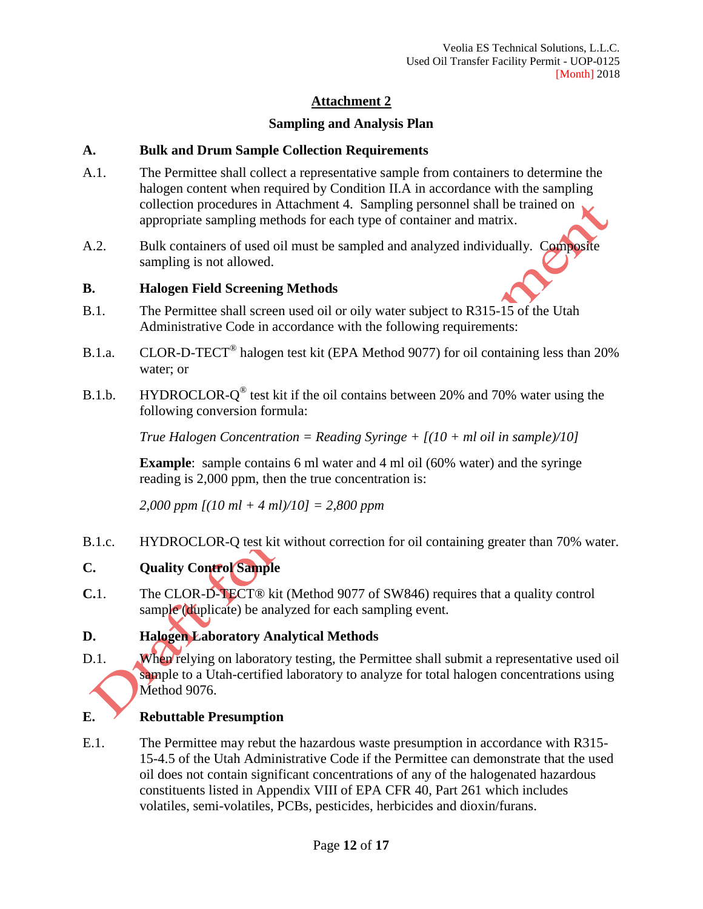## Attachment 2

### Sampling and Analysis Plan

**A. Bulk and Drum Sample Collection Requirements**

A.1. The Permittee shall collect a representative sample from containers to determine the halogen content when required by Condition II.A in accordance with the sampling collection procedures in Attachment 4. Sampling personnel shall be trained on appropriate sampling methods for each type of container and matrix.

A.2. Bulk containers of used oil must be sampled and analyzed individually. Composite sampling is not allowed.

**B. Halogen Field Screening Methods**

B.1. The Permittee shall screen used oil or oily water subject to R315-15 of the Utah Administrative Code in accordance with the following requirements:

B.1.a. CLOR-D-TECT® halogen test kit (EPA Method 9077) for oil containing less than 20% water; or

B.1.b. HYDROCLOR-Q® test kit if the oil contains between 20% and 70% water using the following conversion formula:

*True Halogen Concentration = Reading Syringe + [(10 + ml oil in sample)/10]*

**Example**: sample contains 6 ml water and 4 ml oil (60% water) and the syringe reading is 2,000 ppm, then the true concentration is:

*2,000 ppm [(10 ml + 4 ml)/10] = 2,800 ppm*

B.1.c. HYDROCLOR-Q test kit without correction for oil containing greater than 70% water.

**C. Quality Control Sample**

**C.**1. The CLOR-D-TECT® kit (Method 9077 of SW846) requires that a quality control sample (duplicate) be analyzed for each sampling event.

**D. Halogen Laboratory Analytical Methods**

D.1. When relying on laboratory testing, the Permittee shall submit a representative used oil sample to a Utah-certified laboratory to analyze for total halogen concentrations using Method 9076.

**E. Rebuttable Presumption**

E.1. The Permittee may rebut the hazardous waste presumption in accordance with R315-15-4.5 of the Utah Administrative Code if the Permittee can demonstrate that the used oil does not contain significant concentrations of any of the halogenated hazardous constituents listed in Appendix VIII of EPA CFR 40, Part 261 which includes volatiles, semi-volatiles, PCBs, pesticides, herbicides and dioxin/furans.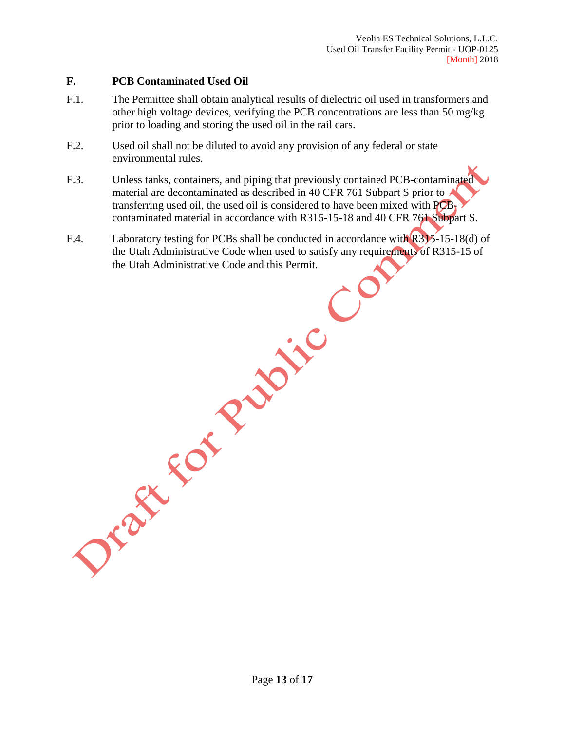## F. PCB Contaminated Used Oil

F.1. The Permittee shall obtain analytical results of dielectric oil used in transformers and other high voltage devices, verifying the PCB concentrations are less than 50 mg/kg prior to loading and storing the used oil in the rail cars.

F.2. Used oil shall not be diluted to avoid any provision of any federal or state environmental rules.

F.3. Unless tanks, containers, and piping that previously contained PCB-contaminated material are decontaminated as described in 40 CFR 761 Subpart S prior to transferring used oil, the used oil is considered to have been mixed with PCB-contaminated material in accordance with R315-15-18 and 40 CFR 761 Subpart S.

F.4. Laboratory testing for PCBs shall be conducted in accordance with R315-15-18(d) of the Utah Administrative Code when used to satisfy any requirements of R315-15 of the Utah Administrative Code and this Permit.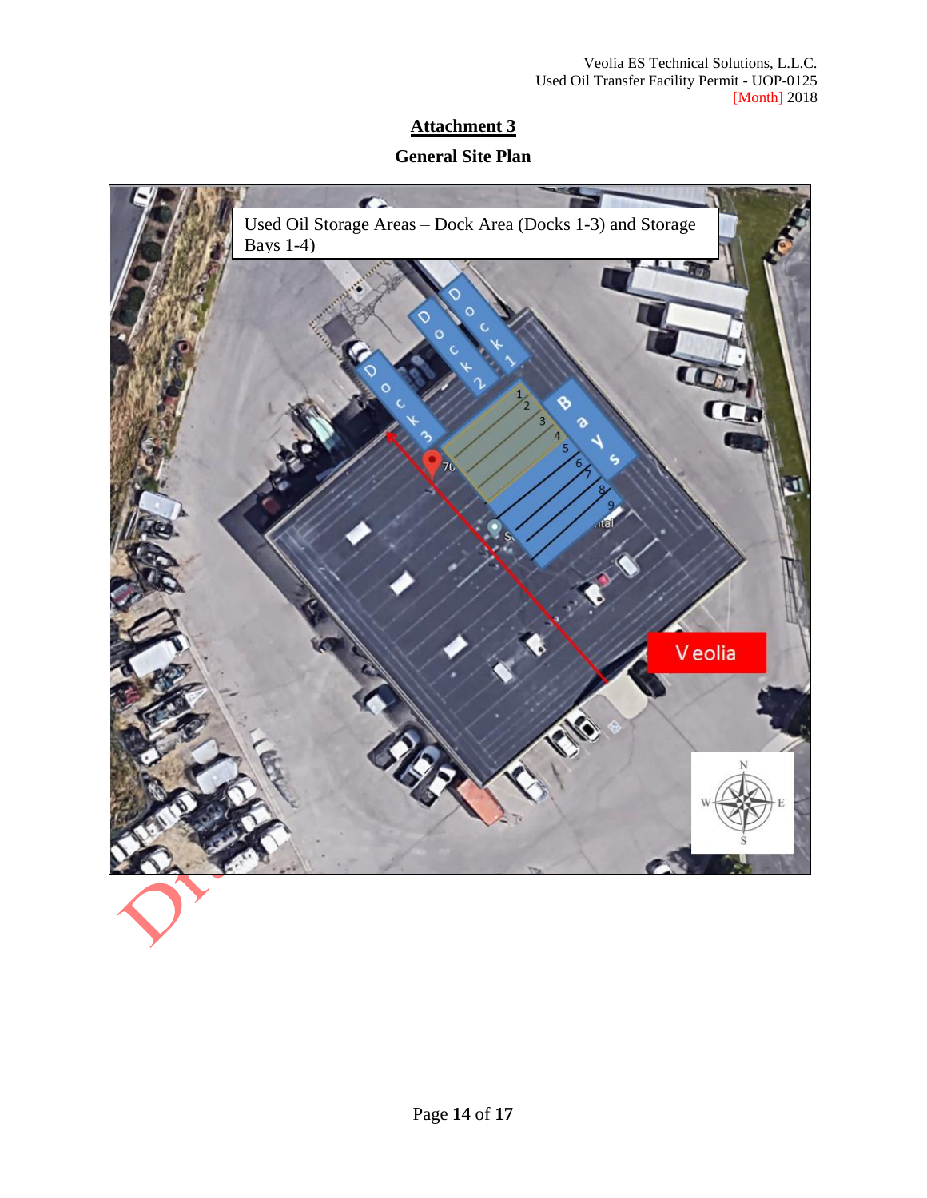## Attachment 3

### General Site Plan

Used Oil Storage Areas – Dock Area (Docks 1-3) and Storage Bays 1-4)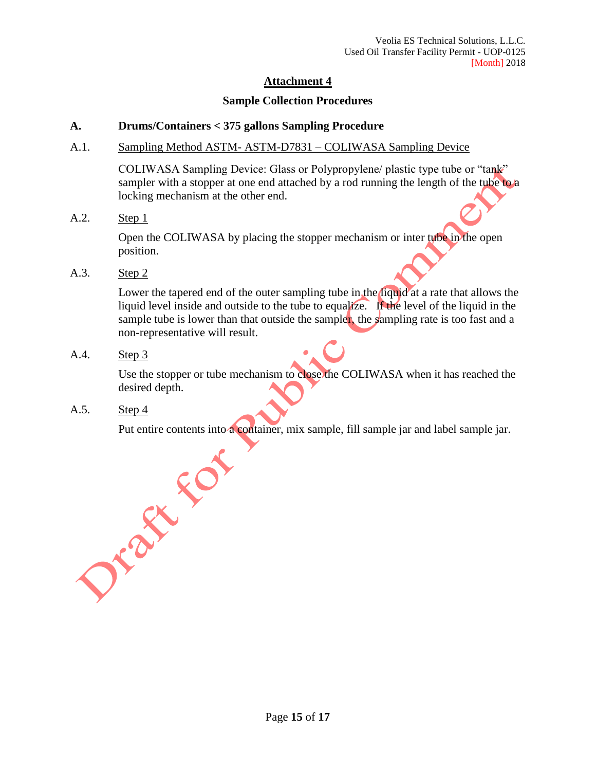## Attachment 4

### Sample Collection Procedures

**A. Drums/Containers < 375 gallons Sampling Procedure**

A.1. Sampling Method ASTM- ASTM-D7831 – COLIWASA Sampling Device

COLIWASA Sampling Device: Glass or Polypropylene/ plastic type tube or "tank" sampler with a stopper at one end attached by a rod running the length of the tube to a locking mechanism at the other end.

A.2. Step 1

Open the COLIWASA by placing the stopper mechanism or inter tube in the open position.

A.3. Step 2

Lower the tapered end of the outer sampling tube in the liquid at a rate that allows the liquid level inside and outside to the tube to equalize. If the level of the liquid in the sample tube is lower than that outside the sampler, the sampling rate is too fast and a non-representative will result.

A.4. Step 3

Use the stopper or tube mechanism to close the COLIWASA when it has reached the desired depth.

A.5. Step 4

Put entire contents into a container, mix sample, fill sample jar and label sample jar.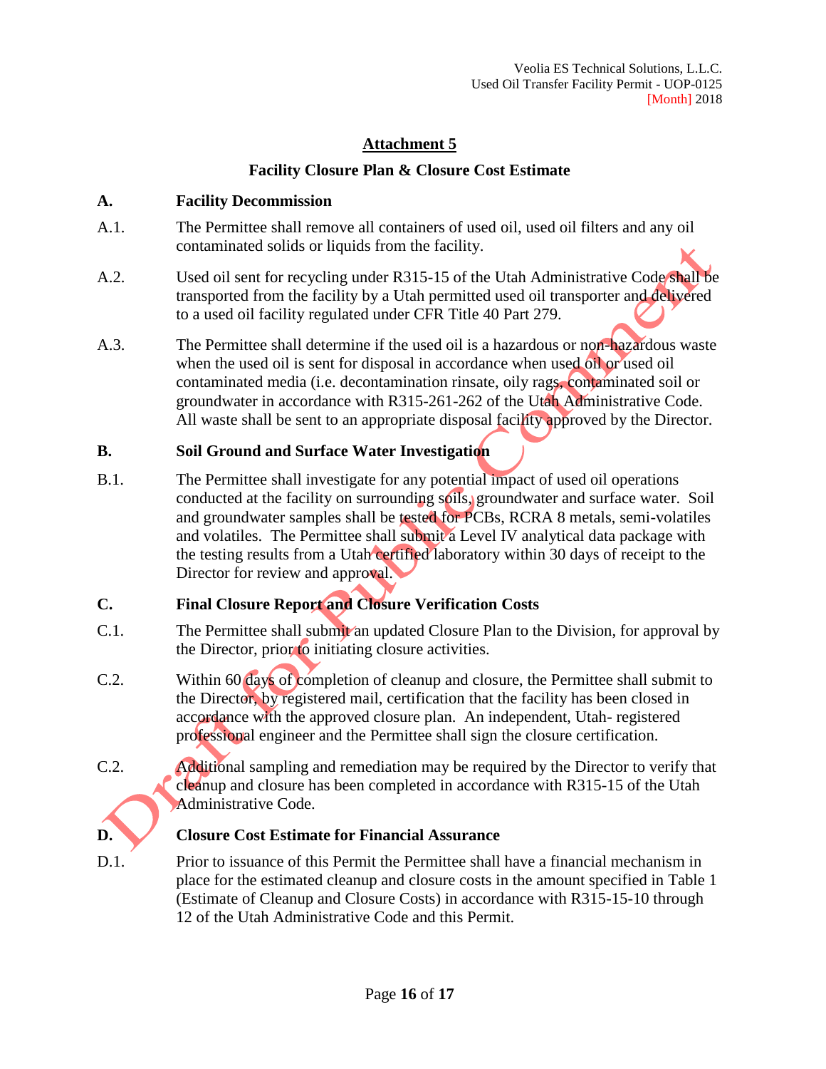## Attachment 5

### Facility Closure Plan & Closure Cost Estimate

**A. Facility Decommission**

A.1. The Permittee shall remove all containers of used oil, used oil filters and any oil contaminated solids or liquids from the facility.

A.2. Used oil sent for recycling under R315-15 of the Utah Administrative Code shall be transported from the facility by a Utah permitted used oil transporter and delivered to a used oil facility regulated under CFR Title 40 Part 279.

A.3. The Permittee shall determine if the used oil is a hazardous or non-hazardous waste when the used oil is sent for disposal in accordance when used oil or used oil contaminated media (i.e. decontamination rinsate, oily rags, contaminated soil or groundwater in accordance with R315-261-262 of the Utah Administrative Code. All waste shall be sent to an appropriate disposal facility approved by the Director.

**B. Soil Ground and Surface Water Investigation**

B.1. The Permittee shall investigate for any potential impact of used oil operations conducted at the facility on surrounding soils, groundwater and surface water. Soil and groundwater samples shall be tested for PCBs, RCRA 8 metals, semi-volatiles and volatiles. The Permittee shall submit a Level IV analytical data package with the testing results from a Utah certified laboratory within 30 days of receipt to the Director for review and approval.

**C. Final Closure Report and Closure Verification Costs**

C.1. The Permittee shall submit an updated Closure Plan to the Division, for approval by the Director, prior to initiating closure activities.

C.2. Within 60 days of completion of cleanup and closure, the Permittee shall submit to the Director, by registered mail, certification that the facility has been closed in accordance with the approved closure plan. An independent, Utah- registered professional engineer and the Permittee shall sign the closure certification.

C.2. Additional sampling and remediation may be required by the Director to verify that cleanup and closure has been completed in accordance with R315-15 of the Utah Administrative Code.

**D. Closure Cost Estimate for Financial Assurance**

D.1. Prior to issuance of this Permit the Permittee shall have a financial mechanism in place for the estimated cleanup and closure costs in the amount specified in Table 1 (Estimate of Cleanup and Closure Costs) in accordance with R315-15-10 through 12 of the Utah Administrative Code and this Permit.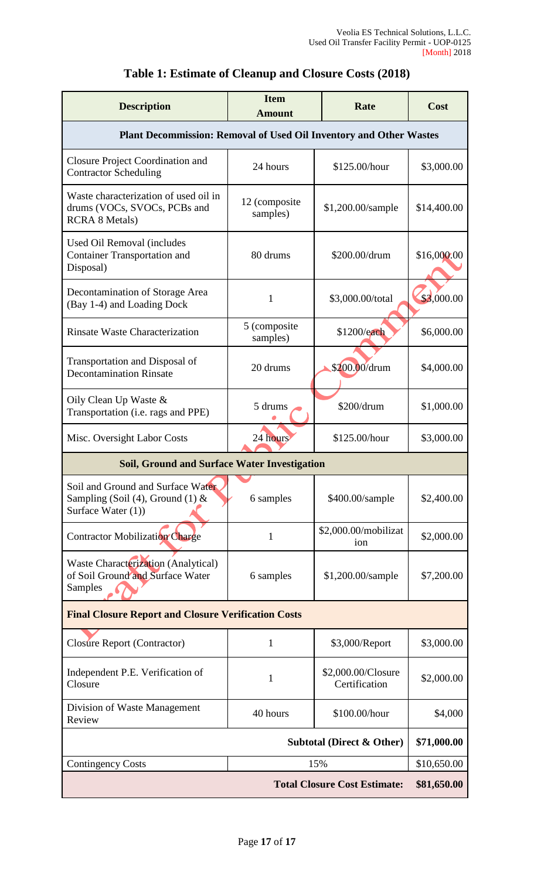## Table 1: Estimate of Cleanup and Closure Costs (2018)

| Description | Item Amount | Rate | Cost |
|---|---|---|---|
| **Plant Decommission: Removal of Used Oil Inventory and Other Wastes** | | | |
| Closure Project Coordination and Contractor Scheduling | 24 hours | $125.00/hour | $3,000.00 |
| Waste characterization of used oil in drums (VOCs, SVOCs, PCBs and RCRA 8 Metals) | 12 (composite samples) | $1,200.00/sample | $14,400.00 |
| Used Oil Removal (includes Container Transportation and Disposal) | 80 drums | $200.00/drum | $16,000.00 |
| Decontamination of Storage Area (Bay 1-4) and Loading Dock | 1 | $3,000.00/total | $3,000.00 |
| Rinsate Waste Characterization | 5 (composite samples) | $1200/each | $6,000.00 |
| Transportation and Disposal of Decontamination Rinsate | 20 drums | $200.00/drum | $4,000.00 |
| Oily Clean Up Waste & Transportation (i.e. rags and PPE) | 5 drums | $200/drum | $1,000.00 |
| Misc. Oversight Labor Costs | 24 hours | $125.00/hour | $3,000.00 |
| **Soil, Ground and Surface Water Investigation** | | | |
| Soil and Ground and Surface Water Sampling (Soil (4), Ground (1) & Surface Water (1)) | 6 samples | $400.00/sample | $2,400.00 |
| Contractor Mobilization Charge | 1 | $2,000.00/mobilization | $2,000.00 |
| Waste Characterization (Analytical) of Soil Ground and Surface Water Samples | 6 samples | $1,200.00/sample | $7,200.00 |
| **Final Closure Report and Closure Verification Costs** | | | |
| Closure Report (Contractor) | 1 | $3,000/Report | $3,000.00 |
| Independent P.E. Verification of Closure | 1 | $2,000.00/Closure Certification | $2,000.00 |
| Division of Waste Management Review | 40 hours | $100.00/hour | $4,000 |
| | | **Subtotal (Direct & Other)** | **$71,000.00** |
| Contingency Costs | 15% | | $10,650.00 |
| | | **Total Closure Cost Estimate:** | **$81,650.00** |